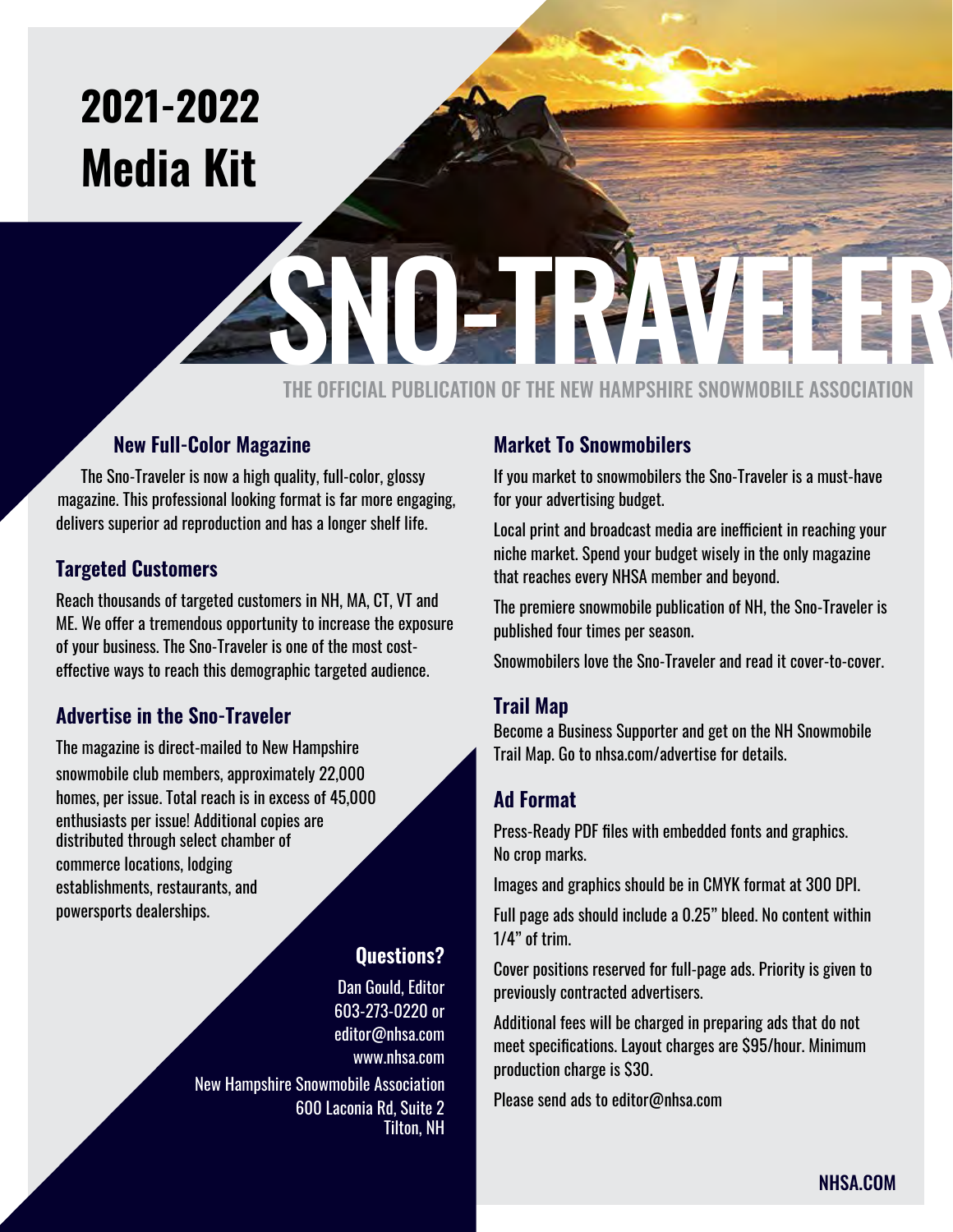# 2021-2022 Media Kit

# SNO-TRAVELER

THE OFFICIAL PUBLICATION OF THE NEW HAMPSHIRE SNOWMOBILE ASSOCIATION

## New Full-Color Magazine

The Sno-Traveler is now a high quality, full-color, glossy magazine. This professional looking format is far more engaging, delivers superior ad reproduction and has a longer shelf life.

## Targeted Customers

Reach thousands of targeted customers in NH, MA, CT, VT and ME. We offer a tremendous opportunity to increase the exposure of your business. The Sno-Traveler is one of the most cost-effective ways to reach this demographic targeted audience.

## Advertise in the Sno-Traveler

The magazine is direct-mailed to New Hampshire snowmobile club members, approximately 22,000 homes, per issue. Total reach is in excess of 45,000 enthusiasts per issue! Additional copies are distributed through select chamber of commerce locations, lodging establishments, restaurants, and powersports dealerships.

## Questions?

Dan Gould, Editor
603-273-0220 or
editor@nhsa.com
www.nhsa.com

New Hampshire Snowmobile Association
600 Laconia Rd, Suite 2
Tilton, NH

## Market To Snowmobilers

If you market to snowmobilers the Sno-Traveler is a must-have for your advertising budget.

Local print and broadcast media are inefficient in reaching your niche market. Spend your budget wisely in the only magazine that reaches every NHSA member and beyond.

The premiere snowmobile publication of NH, the Sno-Traveler is published four times per season.

Snowmobilers love the Sno-Traveler and read it cover-to-cover.

## Trail Map

Become a Business Supporter and get on the NH Snowmobile Trail Map. Go to nhsa.com/advertise for details.

## Ad Format

Press-Ready PDF files with embedded fonts and graphics. No crop marks.

Images and graphics should be in CMYK format at 300 DPI.

Full page ads should include a 0.25" bleed. No content within 1/4" of trim.

Cover positions reserved for full-page ads. Priority is given to previously contracted advertisers.

Additional fees will be charged in preparing ads that do not meet specifications. Layout charges are $95/hour. Minimum production charge is $30.

Please send ads to editor@nhsa.com

NHSA.COM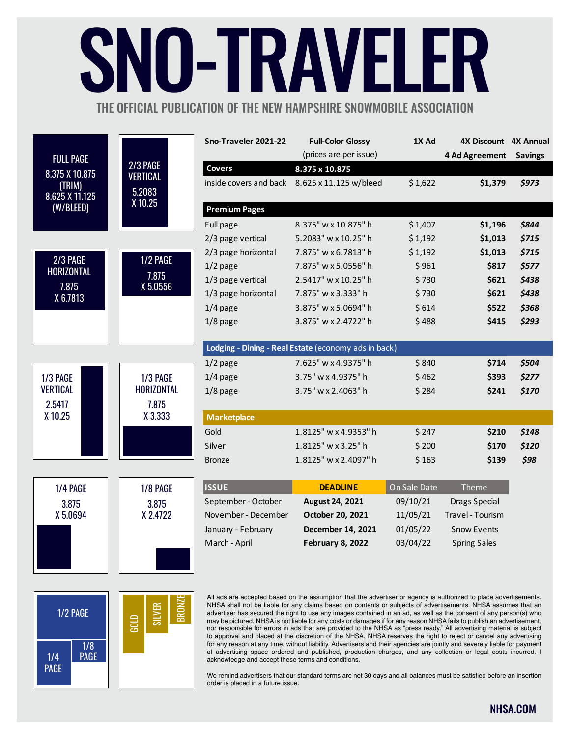# SNO-TRAVELER

## THE OFFICIAL PUBLICATION OF THE NEW HAMPSHIRE SNOWMOBILE ASSOCIATION

FULL PAGE
8.375 X 10.875
(TRIM)
8.625 X 11.125
(W/BLEED)

2/3 PAGE VERTICAL
5.2083
X 10.25

2/3 PAGE HORIZONTAL
7.875
X 6.7813

1/2 PAGE
7.875
X 5.0556

1/3 PAGE VERTICAL
2.5417
X 10.25

1/3 PAGE HORIZONTAL
7.875
X 3.333

1/4 PAGE
3.875
X 5.0694

1/8 PAGE
3.875
X 2.4722

1/2 PAGE
1/4 PAGE
1/8 PAGE

GOLD
SILVER
BRONZE

| Sno-Traveler 2021-22 | Full-Color Glossy (prices are per issue) | 1X Ad | 4X Discount 4 Ad Agreement | 4X Annual Savings |
|---|---|---|---|---|
| **Covers** | **8.375 x 10.875** | | | |
| inside covers and back | 8.625 x 11.125 w/bleed | $ 1,622 | **$1,379** | ***$973*** |
| **Premium Pages** | | | | |
| Full page | 8.375" w x 10.875" h | $ 1,407 | **$1,196** | ***$844*** |
| 2/3 page vertical | 5.2083" w x 10.25" h | $ 1,192 | **$1,013** | ***$715*** |
| 2/3 page horizontal | 7.875" w x 6.7813" h | $ 1,192 | **$1,013** | ***$715*** |
| 1/2 page | 7.875" w x 5.0556" h | $ 961 | **$817** | ***$577*** |
| 1/3 page vertical | 2.5417" w x 10.25" h | $ 730 | **$621** | ***$438*** |
| 1/3 page horizontal | 7.875" w x 3.333" h | $ 730 | **$621** | ***$438*** |
| 1/4 page | 3.875" w x 5.0694" h | $ 614 | **$522** | ***$368*** |
| 1/8 page | 3.875" w x 2.4722" h | $ 488 | **$415** | ***$293*** |
| **Lodging - Dining - Real Estate** (economy ads in back) | | | | |
| 1/2 page | 7.625" w x 4.9375" h | $ 840 | **$714** | ***$504*** |
| 1/4 page | 3.75" w x 4.9375" h | $ 462 | **$393** | ***$277*** |
| 1/8 page | 3.75" w x 2.4063" h | $ 284 | **$241** | ***$170*** |
| **Marketplace** | | | | |
| Gold | 1.8125" w x 4.9353" h | $ 247 | **$210** | ***$148*** |
| Silver | 1.8125" w x 3.25" h | $ 200 | **$170** | ***$120*** |
| Bronze | 1.8125" w x 2.4097" h | $ 163 | **$139** | ***$98*** |

| ISSUE | DEADLINE | On Sale Date | Theme |
|---|---|---|---|
| September - October | **August 24, 2021** | 09/10/21 | Drags Special |
| November - December | **October 20, 2021** | 11/05/21 | Travel - Tourism |
| January - February | **December 14, 2021** | 01/05/22 | Snow Events |
| March - April | **February 8, 2022** | 03/04/22 | Spring Sales |

All ads are accepted based on the assumption that the advertiser or agency is authorized to place advertisements. NHSA shall not be liable for any claims based on contents or subjects of advertisements. NHSA assumes that an advertiser has secured the right to use any images contained in an ad, as well as the consent of any person(s) who may be pictured. NHSA is not liable for any costs or damages if for any reason NHSA fails to publish an advertisement, nor responsible for errors in ads that are provided to the NHSA as "press ready." All advertising material is subject to approval and placed at the discretion of the NHSA. NHSA reserves the right to reject or cancel any advertising for any reason at any time, without liability. Advertisers and their agencies are jointly and severely liable for payment of advertising space ordered and published, production charges, and any collection or legal costs incurred. I acknowledge and accept these terms and conditions.

We remind advertisers that our standard terms are net 30 days and all balances must be satisfied before an insertion order is placed in a future issue.

**NHSA.COM**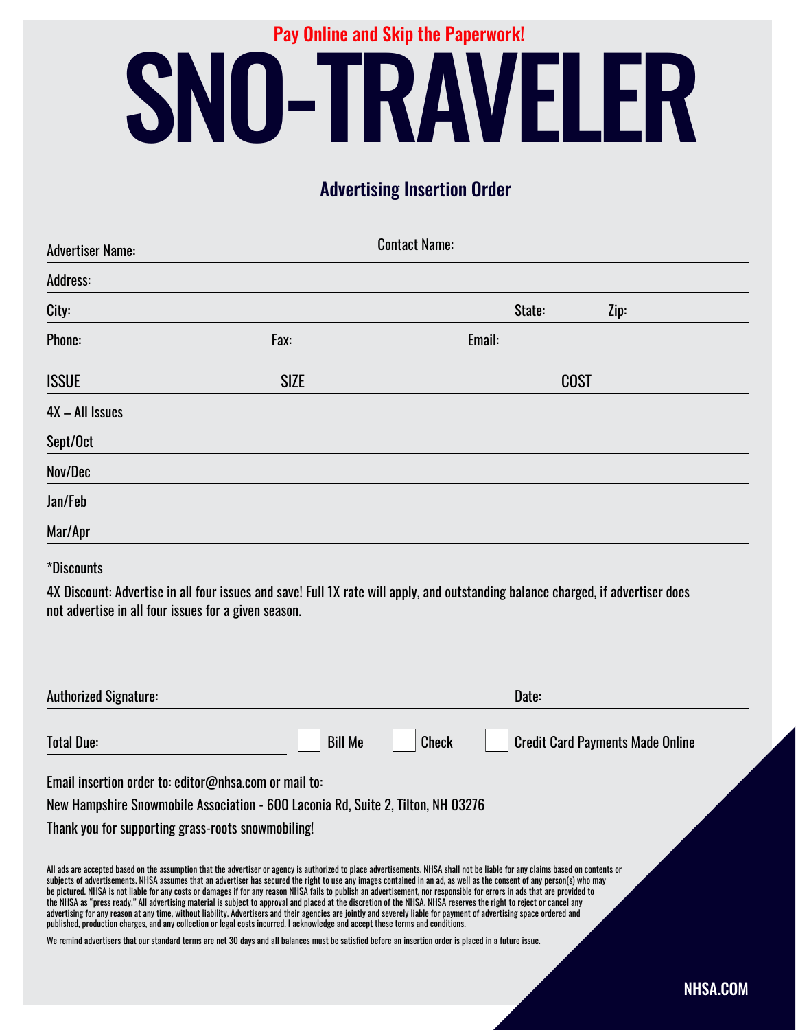Pay Online and Skip the Paperwork!

# SNO-TRAVELER

## Advertising Insertion Order

Advertiser Name: Contact Name:

Address:

City: State: Zip:

Phone: Fax: Email:

| ISSUE | SIZE | COST |
|---|---|---|
| 4X – All Issues | | |
| Sept/Oct | | |
| Nov/Dec | | |
| Jan/Feb | | |
| Mar/Apr | | |

*Discounts

4X Discount: Advertise in all four issues and save! Full 1X rate will apply, and outstanding balance charged, if advertiser does not advertise in all four issues for a given season.

Authorized Signature: Date:

Total Due: ☐ Bill Me ☐ Check ☐ Credit Card Payments Made Online

Email insertion order to: editor@nhsa.com or mail to:

New Hampshire Snowmobile Association - 600 Laconia Rd, Suite 2, Tilton, NH 03276

Thank you for supporting grass-roots snowmobiling!

All ads are accepted based on the assumption that the advertiser or agency is authorized to place advertisements. NHSA shall not be liable for any claims based on contents or subjects of advertisements. NHSA assumes that an advertiser has secured the right to use any images contained in an ad, as well as the consent of any person(s) who may be pictured. NHSA is not liable for any costs or damages if for any reason NHSA fails to publish an advertisement, nor responsible for errors in ads that are provided to the NHSA as "press ready." All advertising material is subject to approval and placed at the discretion of the NHSA. NHSA reserves the right to reject or cancel any advertising for any reason at any time, without liability. Advertisers and their agencies are jointly and severely liable for payment of advertising space ordered and published, production charges, and any collection or legal costs incurred. I acknowledge and accept these terms and conditions.

We remind advertisers that our standard terms are net 30 days and all balances must be satisfied before an insertion order is placed in a future issue.

NHSA.COM